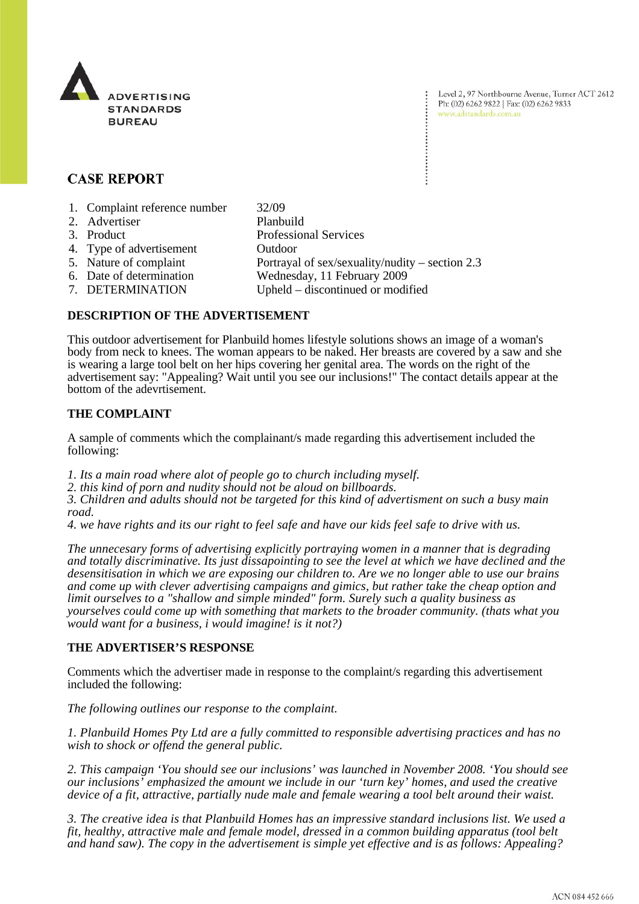ADVERTISING STANDARDS BUREAU

Level 2, 97 Northbourne Avenue, Turner ACT 2612
Ph: (02) 6262 9822 | Fax: (02) 6262 9833
www.adstandards.com.au

## CASE REPORT

| | |
|---|---|
| 1. Complaint reference number | 32/09 |
| 2. Advertiser | Planbuild |
| 3. Product | Professional Services |
| 4. Type of advertisement | Outdoor |
| 5. Nature of complaint | Portrayal of sex/sexuality/nudity – section 2.3 |
| 6. Date of determination | Wednesday, 11 February 2009 |
| 7. DETERMINATION | Upheld – discontinued or modified |

### DESCRIPTION OF THE ADVERTISEMENT

This outdoor advertisement for Planbuild homes lifestyle solutions shows an image of a woman's body from neck to knees. The woman appears to be naked. Her breasts are covered by a saw and she is wearing a large tool belt on her hips covering her genital area. The words on the right of the advertisement say: "Appealing? Wait until you see our inclusions!" The contact details appear at the bottom of the adevrtisement.

### THE COMPLAINT

A sample of comments which the complainant/s made regarding this advertisement included the following:

*1. Its a main road where alot of people go to church including myself.*
*2. this kind of porn and nudity should not be aloud on billboards.*
*3. Children and adults should not be targeted for this kind of advertisment on such a busy main road.*
*4. we have rights and its our right to feel safe and have our kids feel safe to drive with us.*

*The unnecesary forms of advertising explicitly portraying women in a manner that is degrading and totally discriminative. Its just dissapointing to see the level at which we have declined and the desensitisation in which we are exposing our children to. Are we no longer able to use our brains and come up with clever advertising campaigns and gimics, but rather take the cheap option and limit ourselves to a "shallow and simple minded" form. Surely such a quality business as yourselves could come up with something that markets to the broader community. (thats what you would want for a business, i would imagine! is it not?)*

### THE ADVERTISER'S RESPONSE

Comments which the advertiser made in response to the complaint/s regarding this advertisement included the following:

*The following outlines our response to the complaint.*

*1. Planbuild Homes Pty Ltd are a fully committed to responsible advertising practices and has no wish to shock or offend the general public.*

*2. This campaign 'You should see our inclusions' was launched in November 2008. 'You should see our inclusions' emphasized the amount we include in our 'turn key' homes, and used the creative device of a fit, attractive, partially nude male and female wearing a tool belt around their waist.*

*3. The creative idea is that Planbuild Homes has an impressive standard inclusions list. We used a fit, healthy, attractive male and female model, dressed in a common building apparatus (tool belt and hand saw). The copy in the advertisement is simple yet effective and is as follows: Appealing?*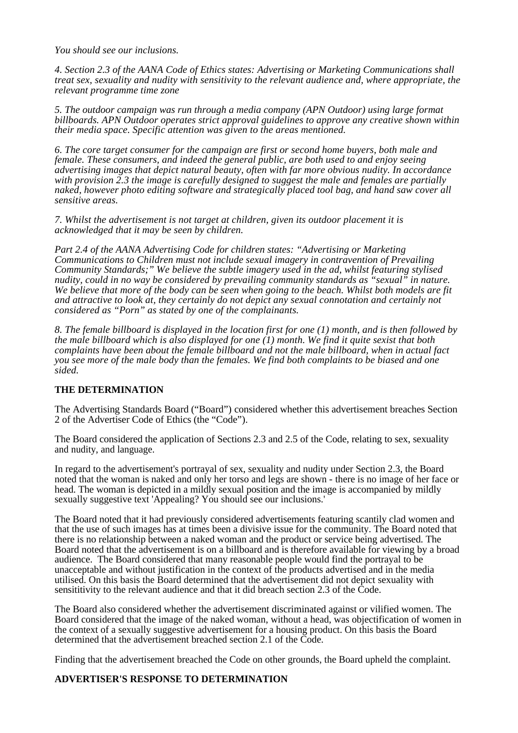*You should see our inclusions.*

*4. Section 2.3 of the AANA Code of Ethics states: Advertising or Marketing Communications shall treat sex, sexuality and nudity with sensitivity to the relevant audience and, where appropriate, the relevant programme time zone*

*5. The outdoor campaign was run through a media company (APN Outdoor) using large format billboards. APN Outdoor operates strict approval guidelines to approve any creative shown within their media space. Specific attention was given to the areas mentioned.*

*6. The core target consumer for the campaign are first or second home buyers, both male and female. These consumers, and indeed the general public, are both used to and enjoy seeing advertising images that depict natural beauty, often with far more obvious nudity. In accordance with provision 2.3 the image is carefully designed to suggest the male and females are partially naked, however photo editing software and strategically placed tool bag, and hand saw cover all sensitive areas.*

*7. Whilst the advertisement is not target at children, given its outdoor placement it is acknowledged that it may be seen by children.*

*Part 2.4 of the AANA Advertising Code for children states: "Advertising or Marketing Communications to Children must not include sexual imagery in contravention of Prevailing Community Standards;" We believe the subtle imagery used in the ad, whilst featuring stylised nudity, could in no way be considered by prevailing community standards as "sexual" in nature. We believe that more of the body can be seen when going to the beach. Whilst both models are fit and attractive to look at, they certainly do not depict any sexual connotation and certainly not considered as "Porn" as stated by one of the complainants.*

*8. The female billboard is displayed in the location first for one (1) month, and is then followed by the male billboard which is also displayed for one (1) month. We find it quite sexist that both complaints have been about the female billboard and not the male billboard, when in actual fact you see more of the male body than the females. We find both complaints to be biased and one sided.*

**THE DETERMINATION**

The Advertising Standards Board ("Board") considered whether this advertisement breaches Section 2 of the Advertiser Code of Ethics (the "Code").

The Board considered the application of Sections 2.3 and 2.5 of the Code, relating to sex, sexuality and nudity, and language.

In regard to the advertisement's portrayal of sex, sexuality and nudity under Section 2.3, the Board noted that the woman is naked and only her torso and legs are shown - there is no image of her face or head. The woman is depicted in a mildly sexual position and the image is accompanied by mildly sexually suggestive text 'Appealing? You should see our inclusions.'

The Board noted that it had previously considered advertisements featuring scantily clad women and that the use of such images has at times been a divisive issue for the community. The Board noted that there is no relationship between a naked woman and the product or service being advertised. The Board noted that the advertisement is on a billboard and is therefore available for viewing by a broad audience. The Board considered that many reasonable people would find the portrayal to be unacceptable and without justification in the context of the products advertised and in the media utilised. On this basis the Board determined that the advertisement did not depict sexuality with sensititivity to the relevant audience and that it did breach section 2.3 of the Code.

The Board also considered whether the advertisement discriminated against or vilified women. The Board considered that the image of the naked woman, without a head, was objectification of women in the context of a sexually suggestive advertisement for a housing product. On this basis the Board determined that the advertisement breached section 2.1 of the Code.

Finding that the advertisement breached the Code on other grounds, the Board upheld the complaint.

**ADVERTISER'S RESPONSE TO DETERMINATION**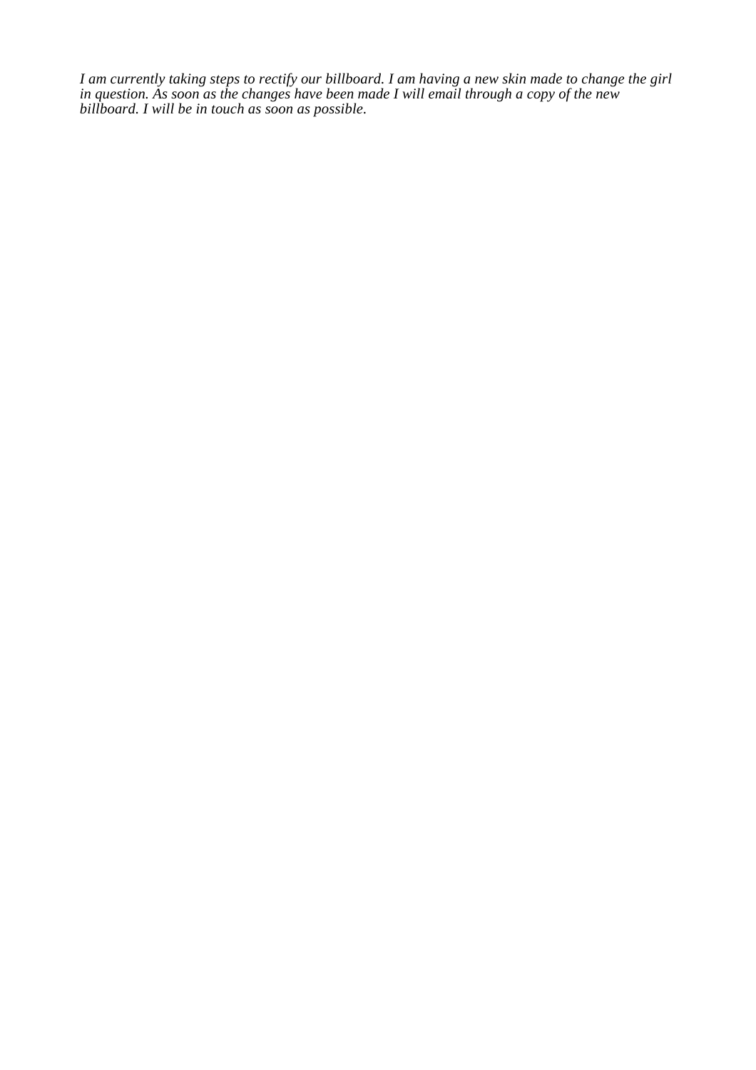*I am currently taking steps to rectify our billboard. I am having a new skin made to change the girl in question. As soon as the changes have been made I will email through a copy of the new billboard. I will be in touch as soon as possible.*